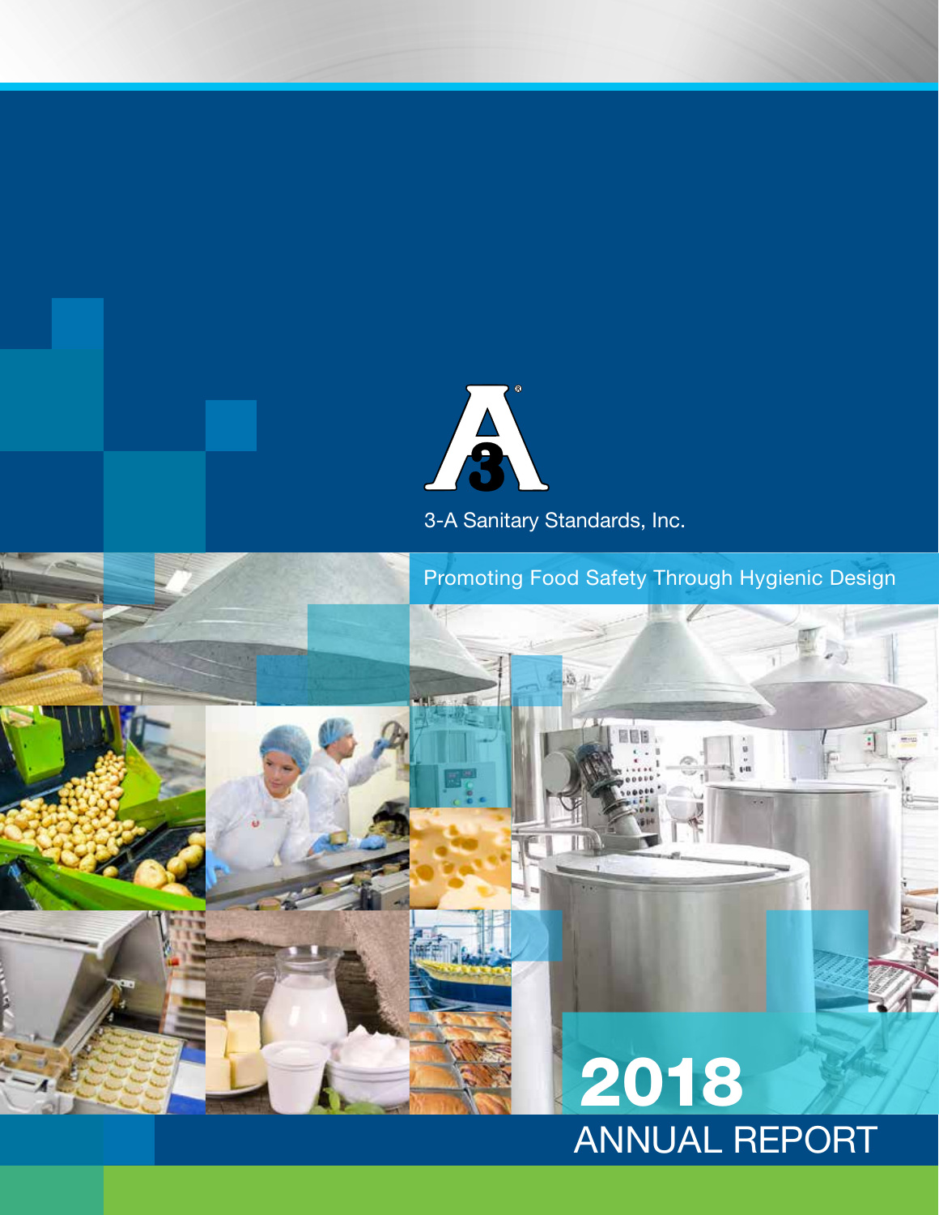3-A Sanitary Standards, Inc.

Promoting Food Safety Through Hygienic Design

# 2018

# ANNUAL REPORT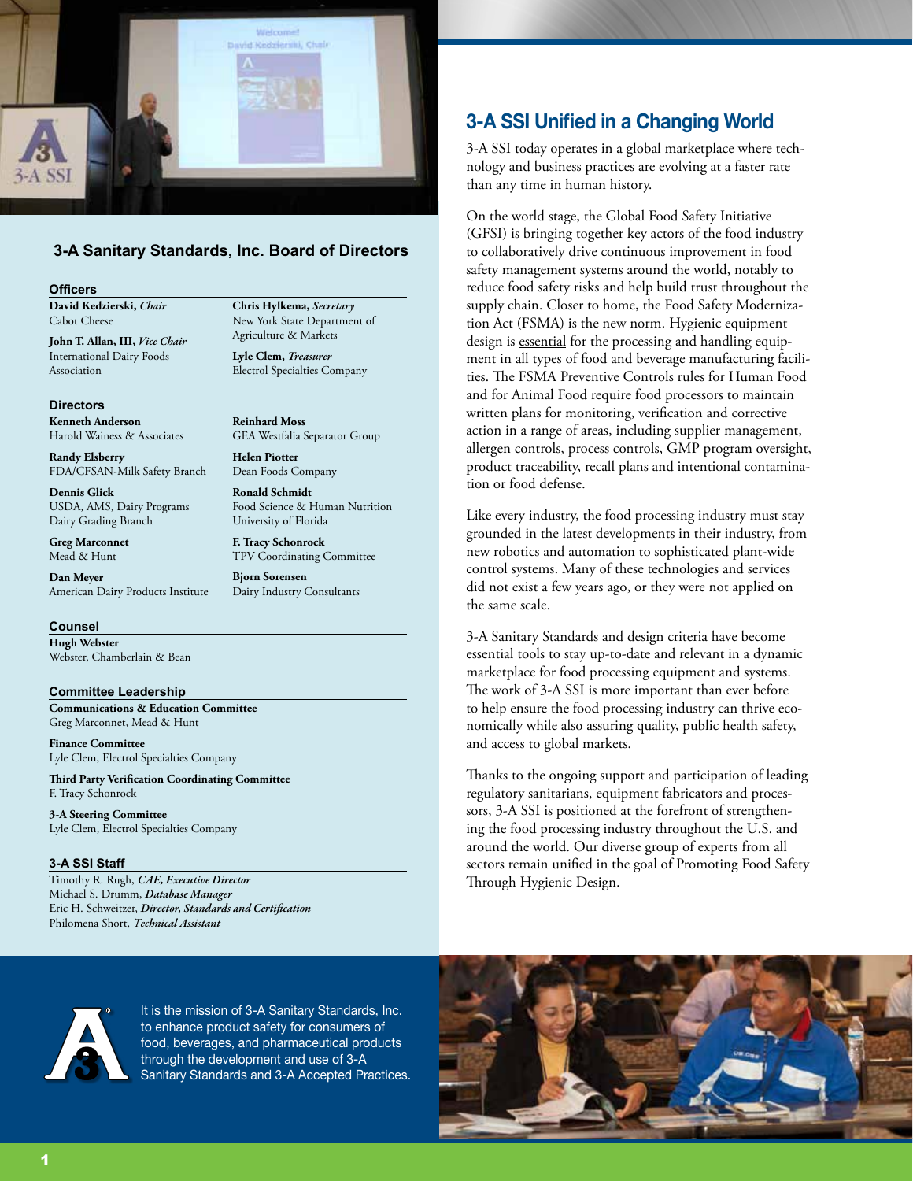## 3-A Sanitary Standards, Inc. Board of Directors

### Officers

**David Kedzierski,** ***Chair***
Cabot Cheese

**John T. Allan, III,** ***Vice Chair***
International Dairy Foods Association

**Chris Hylkema,** ***Secretary***
New York State Department of Agriculture & Markets

**Lyle Clem,** ***Treasurer***
Electrol Specialties Company

### Directors

**Kenneth Anderson**
Harold Wainess & Associates

**Randy Elsberry**
FDA/CFSAN-Milk Safety Branch

**Dennis Glick**
USDA, AMS, Dairy Programs Dairy Grading Branch

**Greg Marconnet**
Mead & Hunt

**Dan Meyer**
American Dairy Products Institute

**Reinhard Moss**
GEA Westfalia Separator Group

**Helen Piotter**
Dean Foods Company

**Ronald Schmidt**
Food Science & Human Nutrition University of Florida

**F. Tracy Schonrock**
TPV Coordinating Committee

**Bjorn Sorensen**
Dairy Industry Consultants

### Counsel

**Hugh Webster**
Webster, Chamberlain & Bean

### Committee Leadership

**Communications & Education Committee**
Greg Marconnet, Mead & Hunt

**Finance Committee**
Lyle Clem, Electrol Specialties Company

**Third Party Verification Coordinating Committee**
F. Tracy Schonrock

**3-A Steering Committee**
Lyle Clem, Electrol Specialties Company

### 3-A SSI Staff

Timothy R. Rugh, *CAE, Executive Director*
Michael S. Drumm, *Database Manager*
Eric H. Schweitzer, *Director, Standards and Certification*
Philomena Short, *Technical Assistant*

## 3-A SSI Unified in a Changing World

3-A SSI today operates in a global marketplace where technology and business practices are evolving at a faster rate than any time in human history.

On the world stage, the Global Food Safety Initiative (GFSI) is bringing together key actors of the food industry to collaboratively drive continuous improvement in food safety management systems around the world, notably to reduce food safety risks and help build trust throughout the supply chain. Closer to home, the Food Safety Modernization Act (FSMA) is the new norm. Hygienic equipment design is essential for the processing and handling equipment in all types of food and beverage manufacturing facilities. The FSMA Preventive Controls rules for Human Food and for Animal Food require food processors to maintain written plans for monitoring, verification and corrective action in a range of areas, including supplier management, allergen controls, process controls, GMP program oversight, product traceability, recall plans and intentional contamination or food defense.

Like every industry, the food processing industry must stay grounded in the latest developments in their industry, from new robotics and automation to sophisticated plant-wide control systems. Many of these technologies and services did not exist a few years ago, or they were not applied on the same scale.

3-A Sanitary Standards and design criteria have become essential tools to stay up-to-date and relevant in a dynamic marketplace for food processing equipment and systems. The work of 3-A SSI is more important than ever before to help ensure the food processing industry can thrive economically while also assuring quality, public health safety, and access to global markets.

Thanks to the ongoing support and participation of leading regulatory sanitarians, equipment fabricators and processors, 3-A SSI is positioned at the forefront of strengthening the food processing industry throughout the U.S. and around the world. Our diverse group of experts from all sectors remain unified in the goal of Promoting Food Safety Through Hygienic Design.

It is the mission of 3-A Sanitary Standards, Inc. to enhance product safety for consumers of food, beverages, and pharmaceutical products through the development and use of 3-A Sanitary Standards and 3-A Accepted Practices.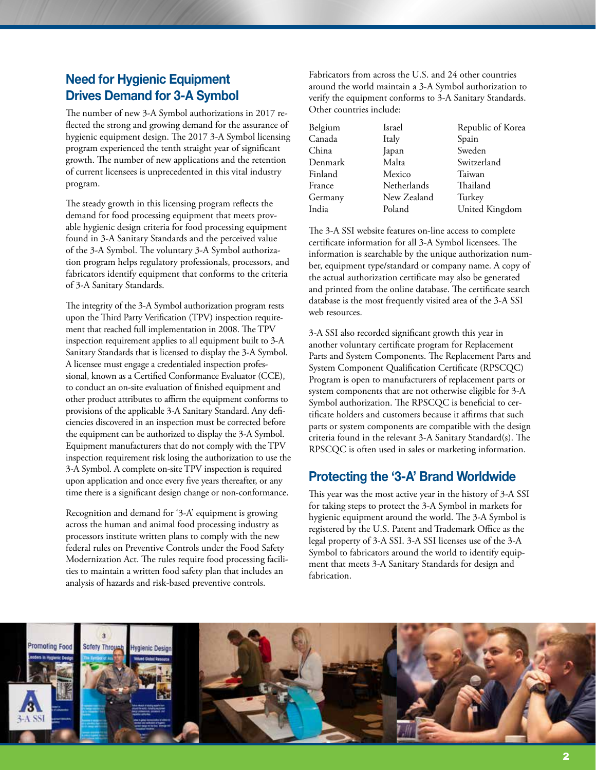## Need for Hygienic Equipment Drives Demand for 3-A Symbol

The number of new 3-A Symbol authorizations in 2017 reflected the strong and growing demand for the assurance of hygienic equipment design. The 2017 3-A Symbol licensing program experienced the tenth straight year of significant growth. The number of new applications and the retention of current licensees is unprecedented in this vital industry program.

The steady growth in this licensing program reflects the demand for food processing equipment that meets provable hygienic design criteria for food processing equipment found in 3-A Sanitary Standards and the perceived value of the 3-A Symbol. The voluntary 3-A Symbol authorization program helps regulatory professionals, processors, and fabricators identify equipment that conforms to the criteria of 3-A Sanitary Standards.

The integrity of the 3-A Symbol authorization program rests upon the Third Party Verification (TPV) inspection requirement that reached full implementation in 2008. The TPV inspection requirement applies to all equipment built to 3-A Sanitary Standards that is licensed to display the 3-A Symbol. A licensee must engage a credentialed inspection professional, known as a Certified Conformance Evaluator (CCE), to conduct an on-site evaluation of finished equipment and other product attributes to affirm the equipment conforms to provisions of the applicable 3-A Sanitary Standard. Any deficiencies discovered in an inspection must be corrected before the equipment can be authorized to display the 3-A Symbol. Equipment manufacturers that do not comply with the TPV inspection requirement risk losing the authorization to use the 3-A Symbol. A complete on-site TPV inspection is required upon application and once every five years thereafter, or any time there is a significant design change or non-conformance.

Recognition and demand for '3-A' equipment is growing across the human and animal food processing industry as processors institute written plans to comply with the new federal rules on Preventive Controls under the Food Safety Modernization Act. The rules require food processing facilities to maintain a written food safety plan that includes an analysis of hazards and risk-based preventive controls.

Fabricators from across the U.S. and 24 other countries around the world maintain a 3-A Symbol authorization to verify the equipment conforms to 3-A Sanitary Standards. Other countries include:

| | | |
|---|---|---|
| Belgium | Israel | Republic of Korea |
| Canada | Italy | Spain |
| China | Japan | Sweden |
| Denmark | Malta | Switzerland |
| Finland | Mexico | Taiwan |
| France | Netherlands | Thailand |
| Germany | New Zealand | Turkey |
| India | Poland | United Kingdom |

The 3-A SSI website features on-line access to complete certificate information for all 3-A Symbol licensees. The information is searchable by the unique authorization number, equipment type/standard or company name. A copy of the actual authorization certificate may also be generated and printed from the online database. The certificate search database is the most frequently visited area of the 3-A SSI web resources.

3-A SSI also recorded significant growth this year in another voluntary certificate program for Replacement Parts and System Components. The Replacement Parts and System Component Qualification Certificate (RPSCQC) Program is open to manufacturers of replacement parts or system components that are not otherwise eligible for 3-A Symbol authorization. The RPSCQC is beneficial to certificate holders and customers because it affirms that such parts or system components are compatible with the design criteria found in the relevant 3-A Sanitary Standard(s). The RPSCQC is often used in sales or marketing information.

## Protecting the '3-A' Brand Worldwide

This year was the most active year in the history of 3-A SSI for taking steps to protect the 3-A Symbol in markets for hygienic equipment around the world. The 3-A Symbol is registered by the U.S. Patent and Trademark Office as the legal property of 3-A SSI. 3-A SSI licenses use of the 3-A Symbol to fabricators around the world to identify equipment that meets 3-A Sanitary Standards for design and fabrication.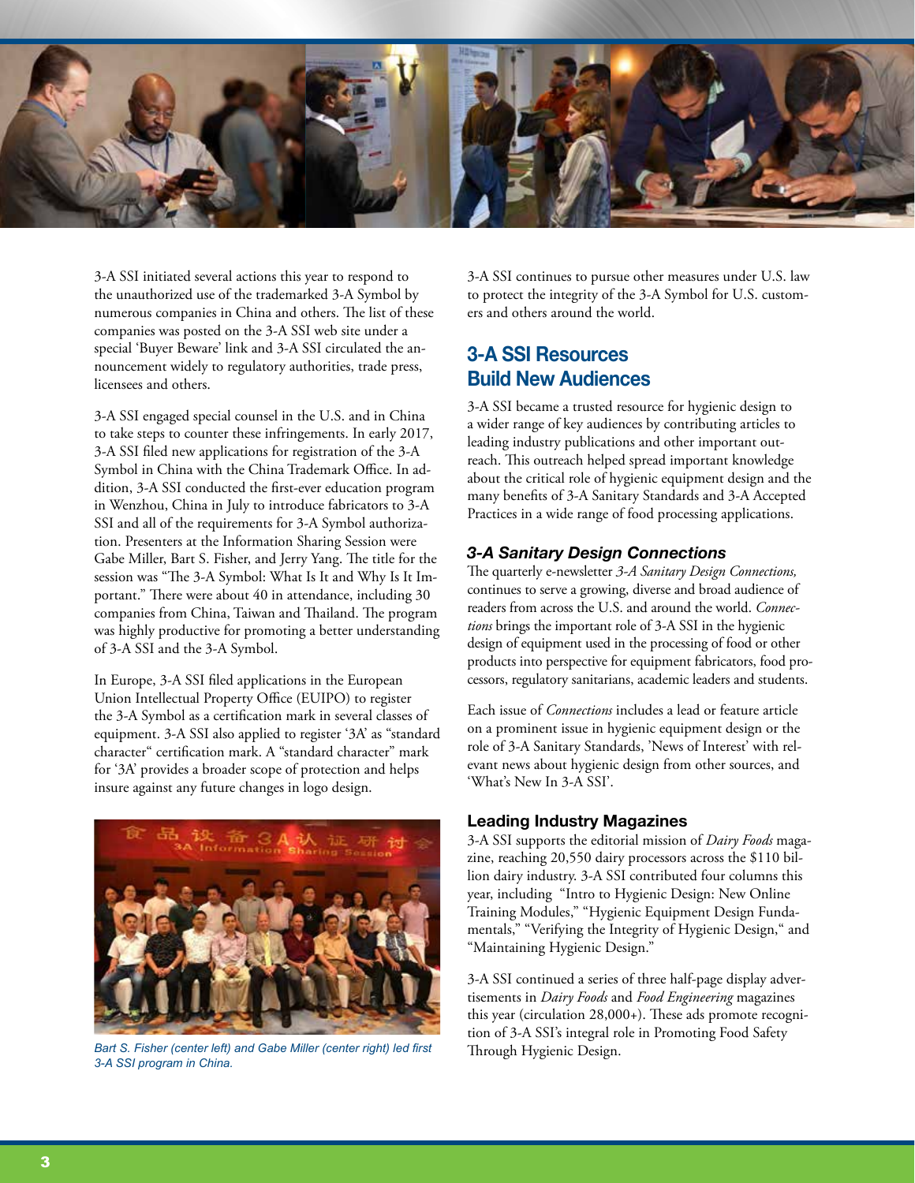3-A SSI initiated several actions this year to respond to the unauthorized use of the trademarked 3-A Symbol by numerous companies in China and others. The list of these companies was posted on the 3-A SSI web site under a special 'Buyer Beware' link and 3-A SSI circulated the announcement widely to regulatory authorities, trade press, licensees and others.

3-A SSI engaged special counsel in the U.S. and in China to take steps to counter these infringements. In early 2017, 3-A SSI filed new applications for registration of the 3-A Symbol in China with the China Trademark Office. In addition, 3-A SSI conducted the first-ever education program in Wenzhou, China in July to introduce fabricators to 3-A SSI and all of the requirements for 3-A Symbol authorization. Presenters at the Information Sharing Session were Gabe Miller, Bart S. Fisher, and Jerry Yang. The title for the session was "The 3-A Symbol: What Is It and Why Is It Important." There were about 40 in attendance, including 30 companies from China, Taiwan and Thailand. The program was highly productive for promoting a better understanding of 3-A SSI and the 3-A Symbol.

In Europe, 3-A SSI filed applications in the European Union Intellectual Property Office (EUIPO) to register the 3-A Symbol as a certification mark in several classes of equipment. 3-A SSI also applied to register '3A' as "standard character" certification mark. A "standard character" mark for '3A' provides a broader scope of protection and helps insure against any future changes in logo design.

*Bart S. Fisher (center left) and Gabe Miller (center right) led first 3-A SSI program in China.*

3-A SSI continues to pursue other measures under U.S. law to protect the integrity of the 3-A Symbol for U.S. customers and others around the world.

## 3-A SSI Resources Build New Audiences

3-A SSI became a trusted resource for hygienic design to a wider range of key audiences by contributing articles to leading industry publications and other important outreach. This outreach helped spread important knowledge about the critical role of hygienic equipment design and the many benefits of 3-A Sanitary Standards and 3-A Accepted Practices in a wide range of food processing applications.

### *3-A Sanitary Design Connections*

The quarterly e-newsletter *3-A Sanitary Design Connections,* continues to serve a growing, diverse and broad audience of readers from across the U.S. and around the world. *Connections* brings the important role of 3-A SSI in the hygienic design of equipment used in the processing of food or other products into perspective for equipment fabricators, food processors, regulatory sanitarians, academic leaders and students.

Each issue of *Connections* includes a lead or feature article on a prominent issue in hygienic equipment design or the role of 3-A Sanitary Standards, 'News of Interest' with relevant news about hygienic design from other sources, and 'What's New In 3-A SSI'.

### Leading Industry Magazines

3-A SSI supports the editorial mission of *Dairy Foods* magazine, reaching 20,550 dairy processors across the $110 billion dairy industry. 3-A SSI contributed four columns this year, including "Intro to Hygienic Design: New Online Training Modules," "Hygienic Equipment Design Fundamentals," "Verifying the Integrity of Hygienic Design," and "Maintaining Hygienic Design."

3-A SSI continued a series of three half-page display advertisements in *Dairy Foods* and *Food Engineering* magazines this year (circulation 28,000+). These ads promote recognition of 3-A SSI's integral role in Promoting Food Safety Through Hygienic Design.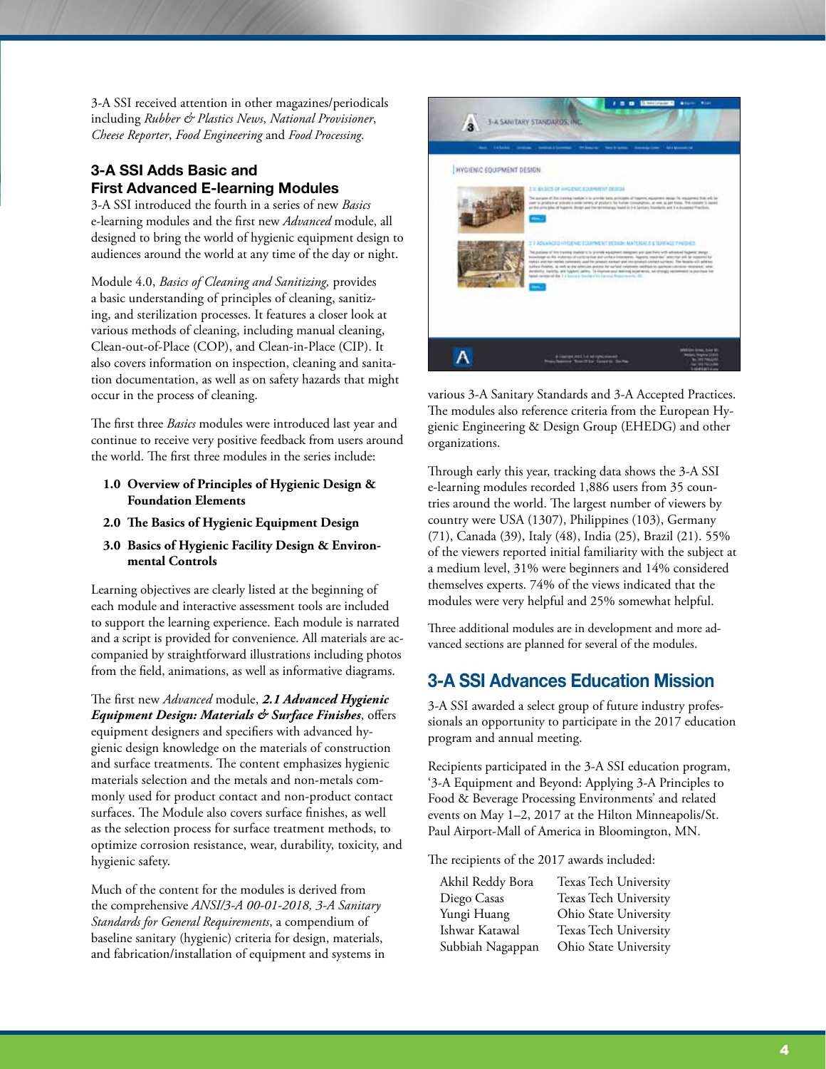3-A SSI received attention in other magazines/periodicals including *Rubber & Plastics News*, *National Provisioner*, *Cheese Reporter*, *Food Engineering* and *Food Processing*.

## 3-A SSI Adds Basic and First Advanced E-learning Modules

3-A SSI introduced the fourth in a series of new *Basics* e-learning modules and the first new *Advanced* module, all designed to bring the world of hygienic equipment design to audiences around the world at any time of the day or night.

Module 4.0, *Basics of Cleaning and Sanitizing,* provides a basic understanding of principles of cleaning, sanitizing, and sterilization processes. It features a closer look at various methods of cleaning, including manual cleaning, Clean-out-of-Place (COP), and Clean-in-Place (CIP). It also covers information on inspection, cleaning and sanitation documentation, as well as on safety hazards that might occur in the process of cleaning.

The first three *Basics* modules were introduced last year and continue to receive very positive feedback from users around the world. The first three modules in the series include:

- **1.0 Overview of Principles of Hygienic Design & Foundation Elements**
- **2.0 The Basics of Hygienic Equipment Design**
- **3.0 Basics of Hygienic Facility Design & Environmental Controls**

Learning objectives are clearly listed at the beginning of each module and interactive assessment tools are included to support the learning experience. Each module is narrated and a script is provided for convenience. All materials are accompanied by straightforward illustrations including photos from the field, animations, as well as informative diagrams.

The first new *Advanced* module, ***2.1 Advanced Hygienic Equipment Design: Materials & Surface Finishes***, offers equipment designers and specifiers with advanced hygienic design knowledge on the materials of construction and surface treatments. The content emphasizes hygienic materials selection and the metals and non-metals commonly used for product contact and non-product contact surfaces. The Module also covers surface finishes, as well as the selection process for surface treatment methods, to optimize corrosion resistance, wear, durability, toxicity, and hygienic safety.

Much of the content for the modules is derived from the comprehensive *ANSI/3-A 00-01-2018, 3-A Sanitary Standards for General Requirements*, a compendium of baseline sanitary (hygienic) criteria for design, materials, and fabrication/installation of equipment and systems in various 3-A Sanitary Standards and 3-A Accepted Practices. The modules also reference criteria from the European Hygienic Engineering & Design Group (EHEDG) and other organizations.

Through early this year, tracking data shows the 3-A SSI e-learning modules recorded 1,886 users from 35 countries around the world. The largest number of viewers by country were USA (1307), Philippines (103), Germany (71), Canada (39), Italy (48), India (25), Brazil (21). 55% of the viewers reported initial familiarity with the subject at a medium level, 31% were beginners and 14% considered themselves experts. 74% of the views indicated that the modules were very helpful and 25% somewhat helpful.

Three additional modules are in development and more advanced sections are planned for several of the modules.

## 3-A SSI Advances Education Mission

3-A SSI awarded a select group of future industry professionals an opportunity to participate in the 2017 education program and annual meeting.

Recipients participated in the 3-A SSI education program, '3-A Equipment and Beyond: Applying 3-A Principles to Food & Beverage Processing Environments' and related events on May 1–2, 2017 at the Hilton Minneapolis/St. Paul Airport-Mall of America in Bloomington, MN.

The recipients of the 2017 awards included:

| | |
|---|---|
| Akhil Reddy Bora | Texas Tech University |
| Diego Casas | Texas Tech University |
| Yungi Huang | Ohio State University |
| Ishwar Katawal | Texas Tech University |
| Subbiah Nagappan | Ohio State University |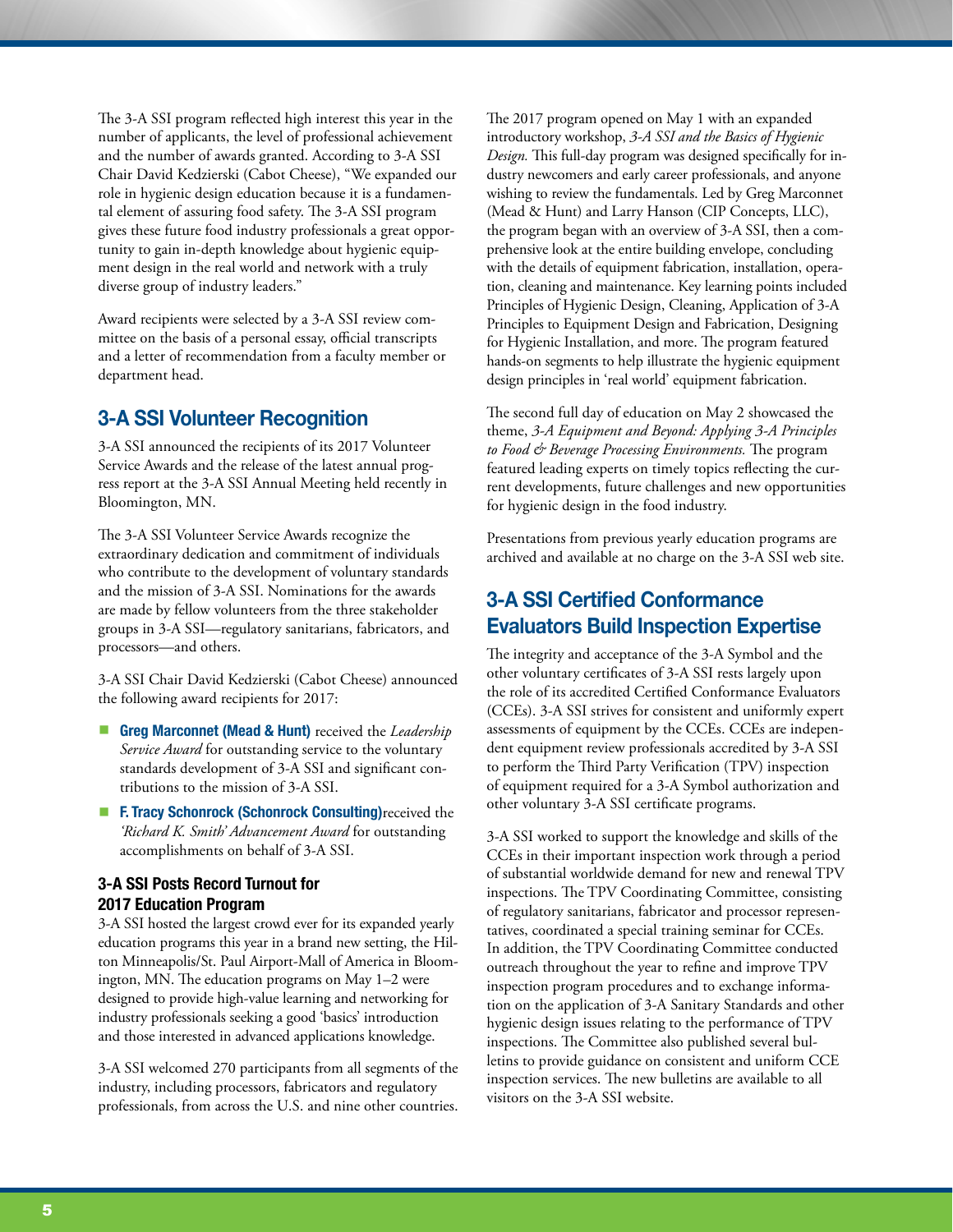The 3-A SSI program reflected high interest this year in the number of applicants, the level of professional achievement and the number of awards granted. According to 3-A SSI Chair David Kedzierski (Cabot Cheese), "We expanded our role in hygienic design education because it is a fundamental element of assuring food safety. The 3-A SSI program gives these future food industry professionals a great opportunity to gain in-depth knowledge about hygienic equipment design in the real world and network with a truly diverse group of industry leaders."

Award recipients were selected by a 3-A SSI review committee on the basis of a personal essay, official transcripts and a letter of recommendation from a faculty member or department head.

## 3-A SSI Volunteer Recognition

3-A SSI announced the recipients of its 2017 Volunteer Service Awards and the release of the latest annual progress report at the 3-A SSI Annual Meeting held recently in Bloomington, MN.

The 3-A SSI Volunteer Service Awards recognize the extraordinary dedication and commitment of individuals who contribute to the development of voluntary standards and the mission of 3-A SSI. Nominations for the awards are made by fellow volunteers from the three stakeholder groups in 3-A SSI—regulatory sanitarians, fabricators, and processors—and others.

3-A SSI Chair David Kedzierski (Cabot Cheese) announced the following award recipients for 2017:

- **Greg Marconnet (Mead & Hunt)** received the *Leadership Service Award* for outstanding service to the voluntary standards development of 3-A SSI and significant contributions to the mission of 3-A SSI.
- **F. Tracy Schonrock (Schonrock Consulting)** received the *'Richard K. Smith' Advancement Award* for outstanding accomplishments on behalf of 3-A SSI.

### 3-A SSI Posts Record Turnout for 2017 Education Program

3-A SSI hosted the largest crowd ever for its expanded yearly education programs this year in a brand new setting, the Hilton Minneapolis/St. Paul Airport-Mall of America in Bloomington, MN. The education programs on May 1–2 were designed to provide high-value learning and networking for industry professionals seeking a good 'basics' introduction and those interested in advanced applications knowledge.

3-A SSI welcomed 270 participants from all segments of the industry, including processors, fabricators and regulatory professionals, from across the U.S. and nine other countries.

The 2017 program opened on May 1 with an expanded introductory workshop, *3-A SSI and the Basics of Hygienic Design.* This full-day program was designed specifically for industry newcomers and early career professionals, and anyone wishing to review the fundamentals. Led by Greg Marconnet (Mead & Hunt) and Larry Hanson (CIP Concepts, LLC), the program began with an overview of 3-A SSI, then a comprehensive look at the entire building envelope, concluding with the details of equipment fabrication, installation, operation, cleaning and maintenance. Key learning points included Principles of Hygienic Design, Cleaning, Application of 3-A Principles to Equipment Design and Fabrication, Designing for Hygienic Installation, and more. The program featured hands-on segments to help illustrate the hygienic equipment design principles in 'real world' equipment fabrication.

The second full day of education on May 2 showcased the theme, *3-A Equipment and Beyond: Applying 3-A Principles to Food & Beverage Processing Environments.* The program featured leading experts on timely topics reflecting the current developments, future challenges and new opportunities for hygienic design in the food industry.

Presentations from previous yearly education programs are archived and available at no charge on the 3-A SSI web site.

## 3-A SSI Certified Conformance Evaluators Build Inspection Expertise

The integrity and acceptance of the 3-A Symbol and the other voluntary certificates of 3-A SSI rests largely upon the role of its accredited Certified Conformance Evaluators (CCEs). 3-A SSI strives for consistent and uniformly expert assessments of equipment by the CCEs. CCEs are independent equipment review professionals accredited by 3-A SSI to perform the Third Party Verification (TPV) inspection of equipment required for a 3-A Symbol authorization and other voluntary 3-A SSI certificate programs.

3-A SSI worked to support the knowledge and skills of the CCEs in their important inspection work through a period of substantial worldwide demand for new and renewal TPV inspections. The TPV Coordinating Committee, consisting of regulatory sanitarians, fabricator and processor representatives, coordinated a special training seminar for CCEs. In addition, the TPV Coordinating Committee conducted outreach throughout the year to refine and improve TPV inspection program procedures and to exchange information on the application of 3-A Sanitary Standards and other hygienic design issues relating to the performance of TPV inspections. The Committee also published several bulletins to provide guidance on consistent and uniform CCE inspection services. The new bulletins are available to all visitors on the 3-A SSI website.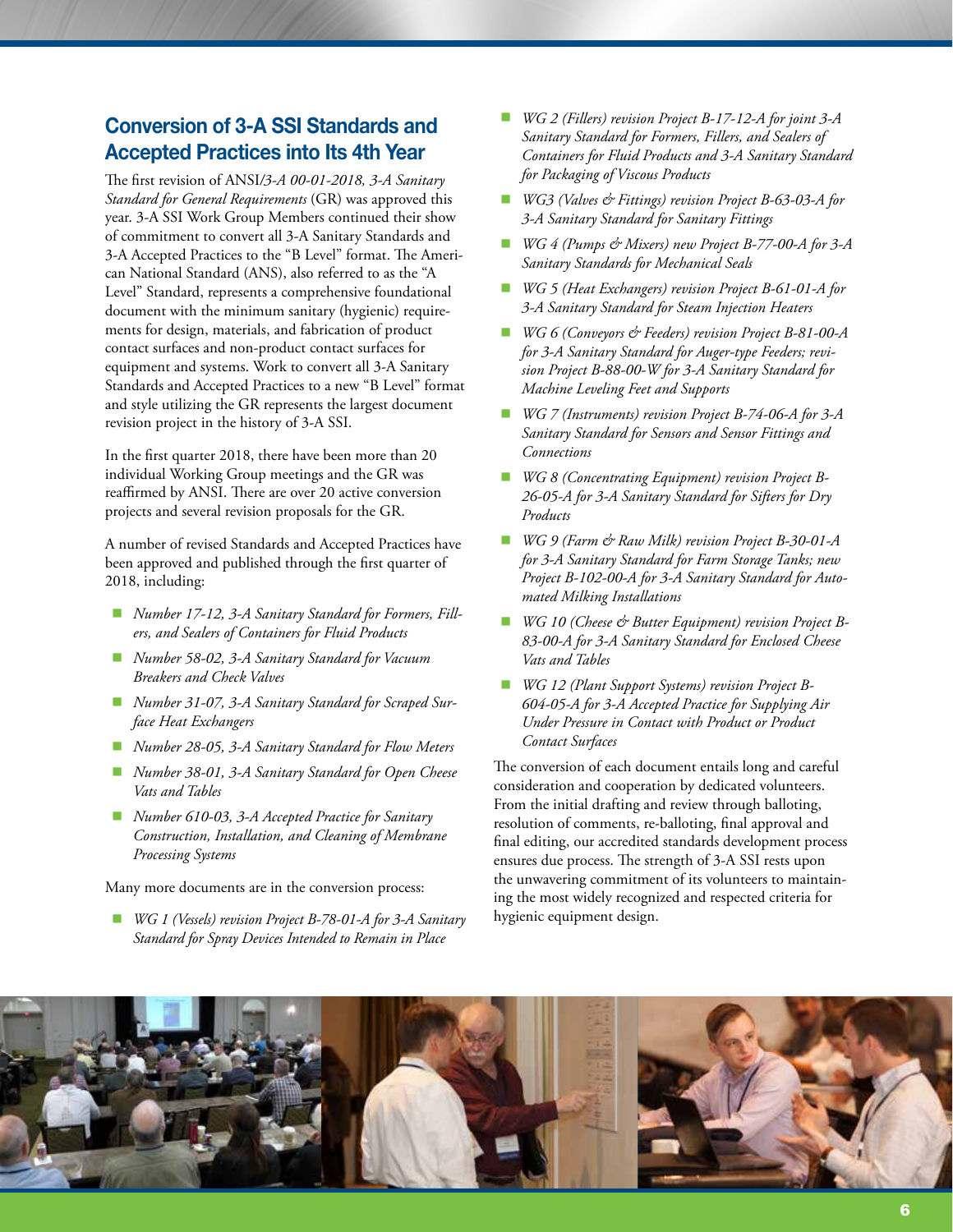## Conversion of 3-A SSI Standards and Accepted Practices into Its 4th Year

The first revision of ANSI/*3-A 00-01-2018, 3-A Sanitary Standard for General Requirements* (GR) was approved this year. 3-A SSI Work Group Members continued their show of commitment to convert all 3-A Sanitary Standards and 3-A Accepted Practices to the "B Level" format. The American National Standard (ANS), also referred to as the "A Level" Standard, represents a comprehensive foundational document with the minimum sanitary (hygienic) requirements for design, materials, and fabrication of product contact surfaces and non-product contact surfaces for equipment and systems. Work to convert all 3-A Sanitary Standards and Accepted Practices to a new "B Level" format and style utilizing the GR represents the largest document revision project in the history of 3-A SSI.

In the first quarter 2018, there have been more than 20 individual Working Group meetings and the GR was reaffirmed by ANSI. There are over 20 active conversion projects and several revision proposals for the GR.

A number of revised Standards and Accepted Practices have been approved and published through the first quarter of 2018, including:

- *Number 17-12, 3-A Sanitary Standard for Formers, Fillers, and Sealers of Containers for Fluid Products*
- *Number 58-02, 3-A Sanitary Standard for Vacuum Breakers and Check Valves*
- *Number 31-07, 3-A Sanitary Standard for Scraped Surface Heat Exchangers*
- *Number 28-05, 3-A Sanitary Standard for Flow Meters*
- *Number 38-01, 3-A Sanitary Standard for Open Cheese Vats and Tables*
- *Number 610-03, 3-A Accepted Practice for Sanitary Construction, Installation, and Cleaning of Membrane Processing Systems*

Many more documents are in the conversion process:

- *WG 1 (Vessels) revision Project B-78-01-A for 3-A Sanitary Standard for Spray Devices Intended to Remain in Place*
- *WG 2 (Fillers) revision Project B-17-12-A for joint 3-A Sanitary Standard for Formers, Fillers, and Sealers of Containers for Fluid Products and 3-A Sanitary Standard for Packaging of Viscous Products*
- *WG3 (Valves & Fittings) revision Project B-63-03-A for 3-A Sanitary Standard for Sanitary Fittings*
- *WG 4 (Pumps & Mixers) new Project B-77-00-A for 3-A Sanitary Standards for Mechanical Seals*
- *WG 5 (Heat Exchangers) revision Project B-61-01-A for 3-A Sanitary Standard for Steam Injection Heaters*
- *WG 6 (Conveyors & Feeders) revision Project B-81-00-A for 3-A Sanitary Standard for Auger-type Feeders; revision Project B-88-00-W for 3-A Sanitary Standard for Machine Leveling Feet and Supports*
- *WG 7 (Instruments) revision Project B-74-06-A for 3-A Sanitary Standard for Sensors and Sensor Fittings and Connections*
- *WG 8 (Concentrating Equipment) revision Project B-26-05-A for 3-A Sanitary Standard for Sifters for Dry Products*
- *WG 9 (Farm & Raw Milk) revision Project B-30-01-A for 3-A Sanitary Standard for Farm Storage Tanks; new Project B-102-00-A for 3-A Sanitary Standard for Automated Milking Installations*
- *WG 10 (Cheese & Butter Equipment) revision Project B-83-00-A for 3-A Sanitary Standard for Enclosed Cheese Vats and Tables*
- *WG 12 (Plant Support Systems) revision Project B-604-05-A for 3-A Accepted Practice for Supplying Air Under Pressure in Contact with Product or Product Contact Surfaces*

The conversion of each document entails long and careful consideration and cooperation by dedicated volunteers. From the initial drafting and review through balloting, resolution of comments, re-balloting, final approval and final editing, our accredited standards development process ensures due process. The strength of 3-A SSI rests upon the unwavering commitment of its volunteers to maintaining the most widely recognized and respected criteria for hygienic equipment design.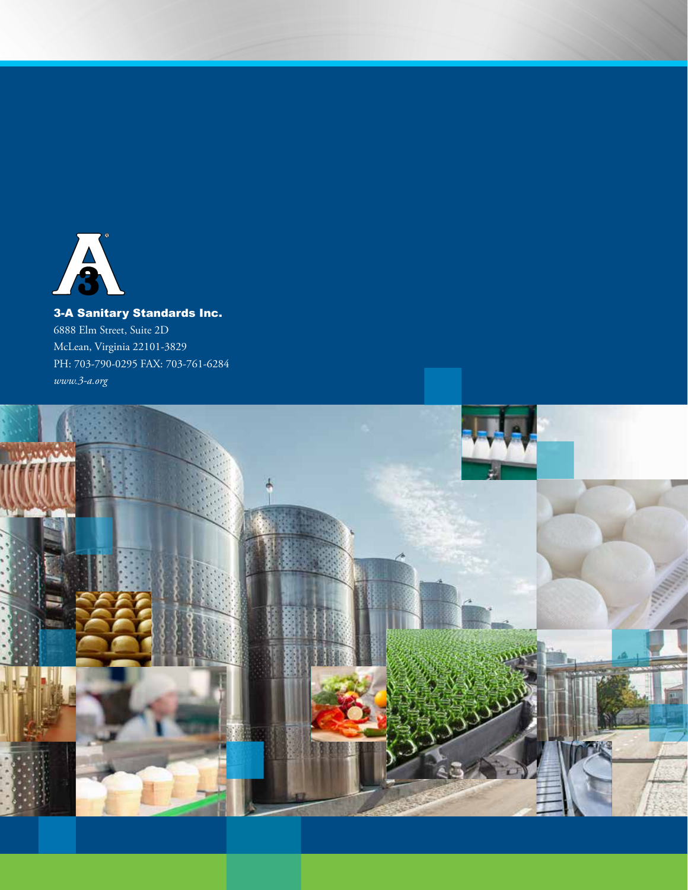**3-A Sanitary Standards Inc.**

6888 Elm Street, Suite 2D
McLean, Virginia 22101-3829
PH: 703-790-0295 FAX: 703-761-6284
*www.3-a.org*